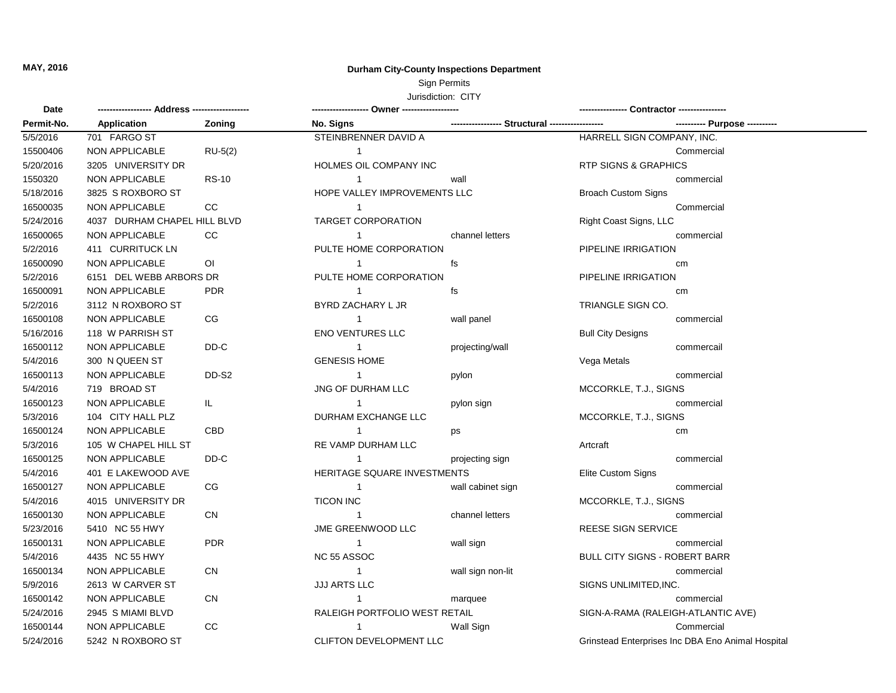**MAY, 2016**

**Durham City-County Inspections Department**

Sign Permits

Jurisdiction: CITY

| Date | ------------------ Address ------------------ | | ------------------ Owner ------------------ | | ---------------- Contractor ---------------- |
|---|---|---|---|---|---|
| Permit-No. | Application | Zoning | No. Signs | ----------------- Structural ----------------- | ---------- Purpose ---------- |
| 5/5/2016 | 701 FARGO ST | | STEINBRENNER DAVID A | | HARRELL SIGN COMPANY, INC. |
| 15500406 | NON APPLICABLE | RU-5(2) | 1 | | Commercial |
| 5/20/2016 | 3205 UNIVERSITY DR | | HOLMES OIL COMPANY INC | | RTP SIGNS & GRAPHICS |
| 1550320 | NON APPLICABLE | RS-10 | 1 | wall | commercial |
| 5/18/2016 | 3825 S ROXBORO ST | | HOPE VALLEY IMPROVEMENTS LLC | | Broach Custom Signs |
| 16500035 | NON APPLICABLE | CC | 1 | | Commercial |
| 5/24/2016 | 4037 DURHAM CHAPEL HILL BLVD | | TARGET CORPORATION | | Right Coast Signs, LLC |
| 16500065 | NON APPLICABLE | CC | 1 | channel letters | commercial |
| 5/2/2016 | 411 CURRITUCK LN | | PULTE HOME CORPORATION | | PIPELINE IRRIGATION |
| 16500090 | NON APPLICABLE | OI | 1 | fs | cm |
| 5/2/2016 | 6151 DEL WEBB ARBORS DR | | PULTE HOME CORPORATION | | PIPELINE IRRIGATION |
| 16500091 | NON APPLICABLE | PDR | 1 | fs | cm |
| 5/2/2016 | 3112 N ROXBORO ST | | BYRD ZACHARY L JR | | TRIANGLE SIGN CO. |
| 16500108 | NON APPLICABLE | CG | 1 | wall panel | commercial |
| 5/16/2016 | 118 W PARRISH ST | | ENO VENTURES LLC | | Bull City Designs |
| 16500112 | NON APPLICABLE | DD-C | 1 | projecting/wall | commercail |
| 5/4/2016 | 300 N QUEEN ST | | GENESIS HOME | | Vega Metals |
| 16500113 | NON APPLICABLE | DD-S2 | 1 | pylon | commercial |
| 5/4/2016 | 719 BROAD ST | | JNG OF DURHAM LLC | | MCCORKLE, T.J., SIGNS |
| 16500123 | NON APPLICABLE | IL | 1 | pylon sign | commercial |
| 5/3/2016 | 104 CITY HALL PLZ | | DURHAM EXCHANGE LLC | | MCCORKLE, T.J., SIGNS |
| 16500124 | NON APPLICABLE | CBD | 1 | ps | cm |
| 5/3/2016 | 105 W CHAPEL HILL ST | | RE VAMP DURHAM LLC | | Artcraft |
| 16500125 | NON APPLICABLE | DD-C | 1 | projecting sign | commercial |
| 5/4/2016 | 401 E LAKEWOOD AVE | | HERITAGE SQUARE INVESTMENTS | | Elite Custom Signs |
| 16500127 | NON APPLICABLE | CG | 1 | wall cabinet sign | commercial |
| 5/4/2016 | 4015 UNIVERSITY DR | | TICON INC | | MCCORKLE, T.J., SIGNS |
| 16500130 | NON APPLICABLE | CN | 1 | channel letters | commercial |
| 5/23/2016 | 5410 NC 55 HWY | | JME GREENWOOD LLC | | REESE SIGN SERVICE |
| 16500131 | NON APPLICABLE | PDR | 1 | wall sign | commercial |
| 5/4/2016 | 4435 NC 55 HWY | | NC 55 ASSOC | | BULL CITY SIGNS - ROBERT BARR |
| 16500134 | NON APPLICABLE | CN | 1 | wall sign non-lit | commercial |
| 5/9/2016 | 2613 W CARVER ST | | JJJ ARTS LLC | | SIGNS UNLIMITED,INC. |
| 16500142 | NON APPLICABLE | CN | 1 | marquee | commercial |
| 5/24/2016 | 2945 S MIAMI BLVD | | RALEIGH PORTFOLIO WEST RETAIL | | SIGN-A-RAMA (RALEIGH-ATLANTIC AVE) |
| 16500144 | NON APPLICABLE | CC | 1 | Wall Sign | Commercial |
| 5/24/2016 | 5242 N ROXBORO ST | | CLIFTON DEVELOPMENT LLC | | Grinstead Enterprises Inc DBA Eno Animal Hospital |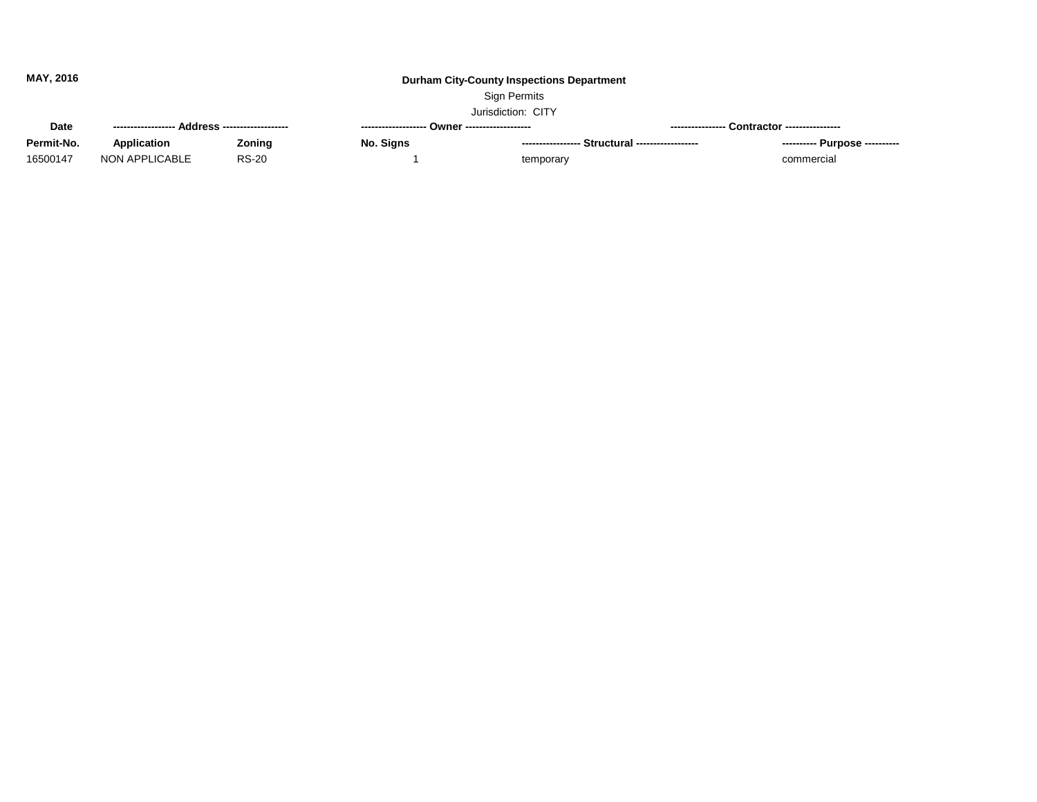MAY, 2016

**Durham City-County Inspections Department**

Sign Permits

Jurisdiction: CITY

| Date | ------------------ Address ------------------- | | ------------------- Owner ------------------- | | ---------------- Contractor ---------------- | |
|---|---|---|---|---|---|---|
| **Permit-No.** | **Application** | **Zoning** | **No. Signs** | **----------------- Structural ------------------** | | **---------- Purpose ----------** |
| 16500147 | NON APPLICABLE | RS-20 | 1 | temporary | | commercial |